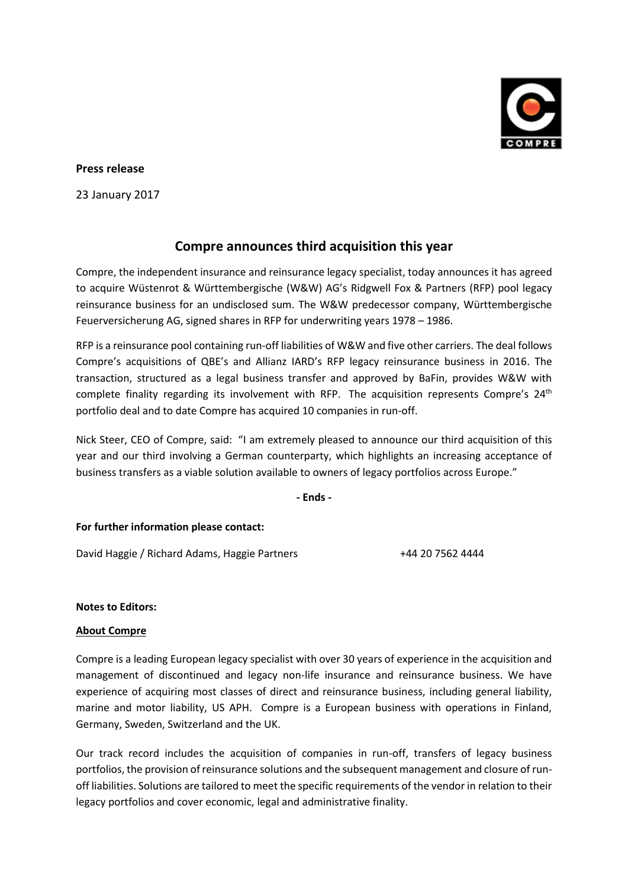**Press release**

23 January 2017

# Compre announces third acquisition this year

Compre, the independent insurance and reinsurance legacy specialist, today announces it has agreed to acquire Wüstenrot & Württembergische (W&W) AG's Ridgwell Fox & Partners (RFP) pool legacy reinsurance business for an undisclosed sum. The W&W predecessor company, Württembergische Feuerversicherung AG, signed shares in RFP for underwriting years 1978 – 1986.

RFP is a reinsurance pool containing run-off liabilities of W&W and five other carriers. The deal follows Compre's acquisitions of QBE's and Allianz IARD's RFP legacy reinsurance business in 2016. The transaction, structured as a legal business transfer and approved by BaFin, provides W&W with complete finality regarding its involvement with RFP. The acquisition represents Compre's 24th portfolio deal and to date Compre has acquired 10 companies in run-off.

Nick Steer, CEO of Compre, said: "I am extremely pleased to announce our third acquisition of this year and our third involving a German counterparty, which highlights an increasing acceptance of business transfers as a viable solution available to owners of legacy portfolios across Europe."

**- Ends -**

**For further information please contact:**

David Haggie / Richard Adams, Haggie Partners +44 20 7562 4444

**Notes to Editors:**

**About Compre**

Compre is a leading European legacy specialist with over 30 years of experience in the acquisition and management of discontinued and legacy non-life insurance and reinsurance business. We have experience of acquiring most classes of direct and reinsurance business, including general liability, marine and motor liability, US APH. Compre is a European business with operations in Finland, Germany, Sweden, Switzerland and the UK.

Our track record includes the acquisition of companies in run-off, transfers of legacy business portfolios, the provision of reinsurance solutions and the subsequent management and closure of run-off liabilities. Solutions are tailored to meet the specific requirements of the vendor in relation to their legacy portfolios and cover economic, legal and administrative finality.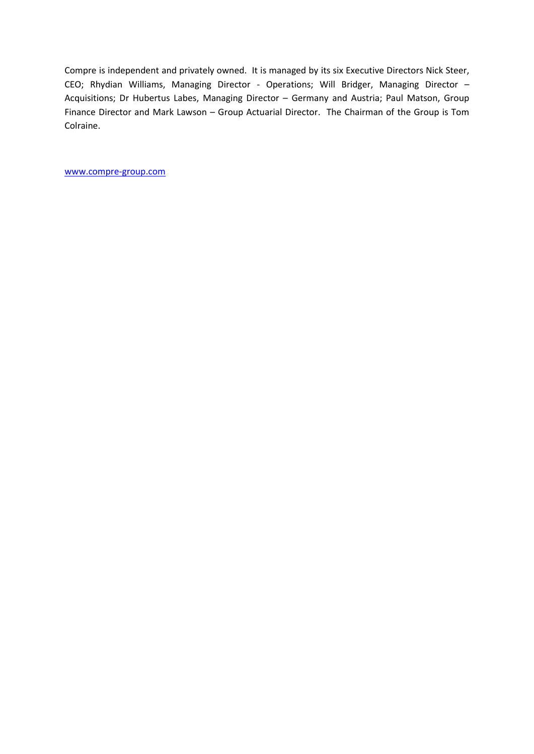Compre is independent and privately owned. It is managed by its six Executive Directors Nick Steer, CEO; Rhydian Williams, Managing Director - Operations; Will Bridger, Managing Director – Acquisitions; Dr Hubertus Labes, Managing Director – Germany and Austria; Paul Matson, Group Finance Director and Mark Lawson – Group Actuarial Director. The Chairman of the Group is Tom Colraine.

www.compre-group.com